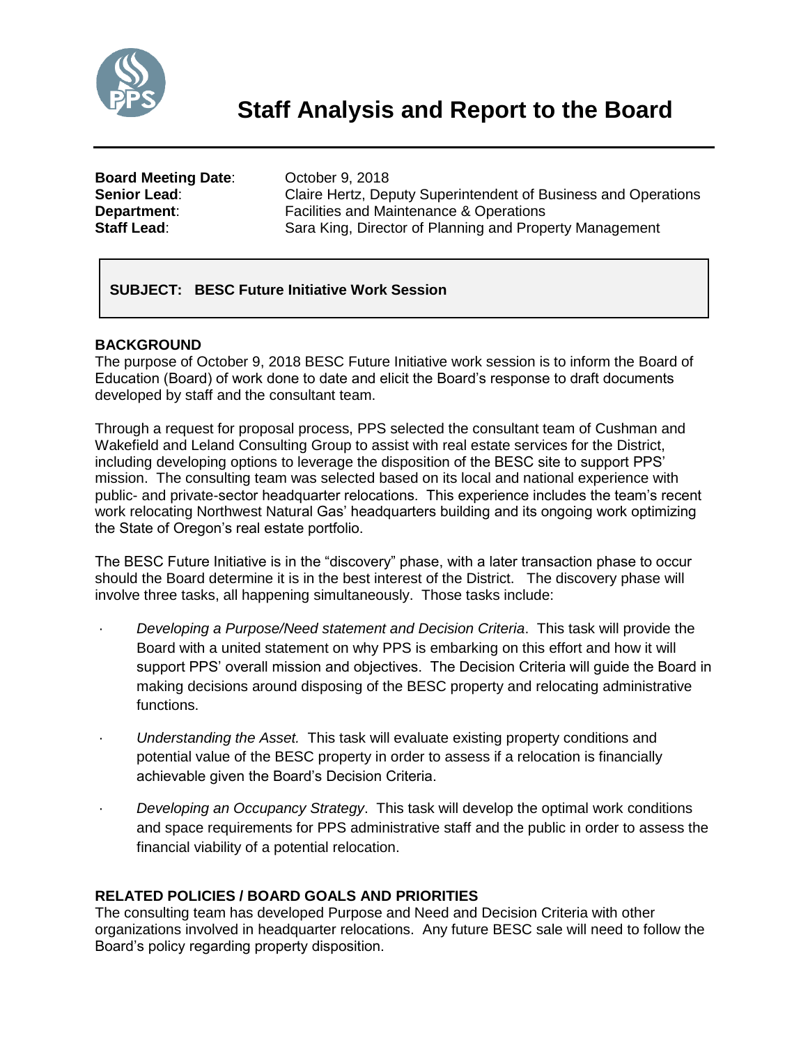# Staff Analysis and Report to the Board

**Board Meeting Date**: October 9, 2018
**Senior Lead**: Claire Hertz, Deputy Superintendent of Business and Operations
**Department**: Facilities and Maintenance & Operations
**Staff Lead**: Sara King, Director of Planning and Property Management

**SUBJECT: BESC Future Initiative Work Session**

## BACKGROUND

The purpose of October 9, 2018 BESC Future Initiative work session is to inform the Board of Education (Board) of work done to date and elicit the Board's response to draft documents developed by staff and the consultant team.

Through a request for proposal process, PPS selected the consultant team of Cushman and Wakefield and Leland Consulting Group to assist with real estate services for the District, including developing options to leverage the disposition of the BESC site to support PPS' mission. The consulting team was selected based on its local and national experience with public- and private-sector headquarter relocations. This experience includes the team's recent work relocating Northwest Natural Gas' headquarters building and its ongoing work optimizing the State of Oregon's real estate portfolio.

The BESC Future Initiative is in the "discovery" phase, with a later transaction phase to occur should the Board determine it is in the best interest of the District. The discovery phase will involve three tasks, all happening simultaneously. Those tasks include:

- *Developing a Purpose/Need statement and Decision Criteria*. This task will provide the Board with a united statement on why PPS is embarking on this effort and how it will support PPS' overall mission and objectives. The Decision Criteria will guide the Board in making decisions around disposing of the BESC property and relocating administrative functions.
- *Understanding the Asset.* This task will evaluate existing property conditions and potential value of the BESC property in order to assess if a relocation is financially achievable given the Board's Decision Criteria.
- *Developing an Occupancy Strategy*. This task will develop the optimal work conditions and space requirements for PPS administrative staff and the public in order to assess the financial viability of a potential relocation.

## RELATED POLICIES / BOARD GOALS AND PRIORITIES

The consulting team has developed Purpose and Need and Decision Criteria with other organizations involved in headquarter relocations. Any future BESC sale will need to follow the Board's policy regarding property disposition.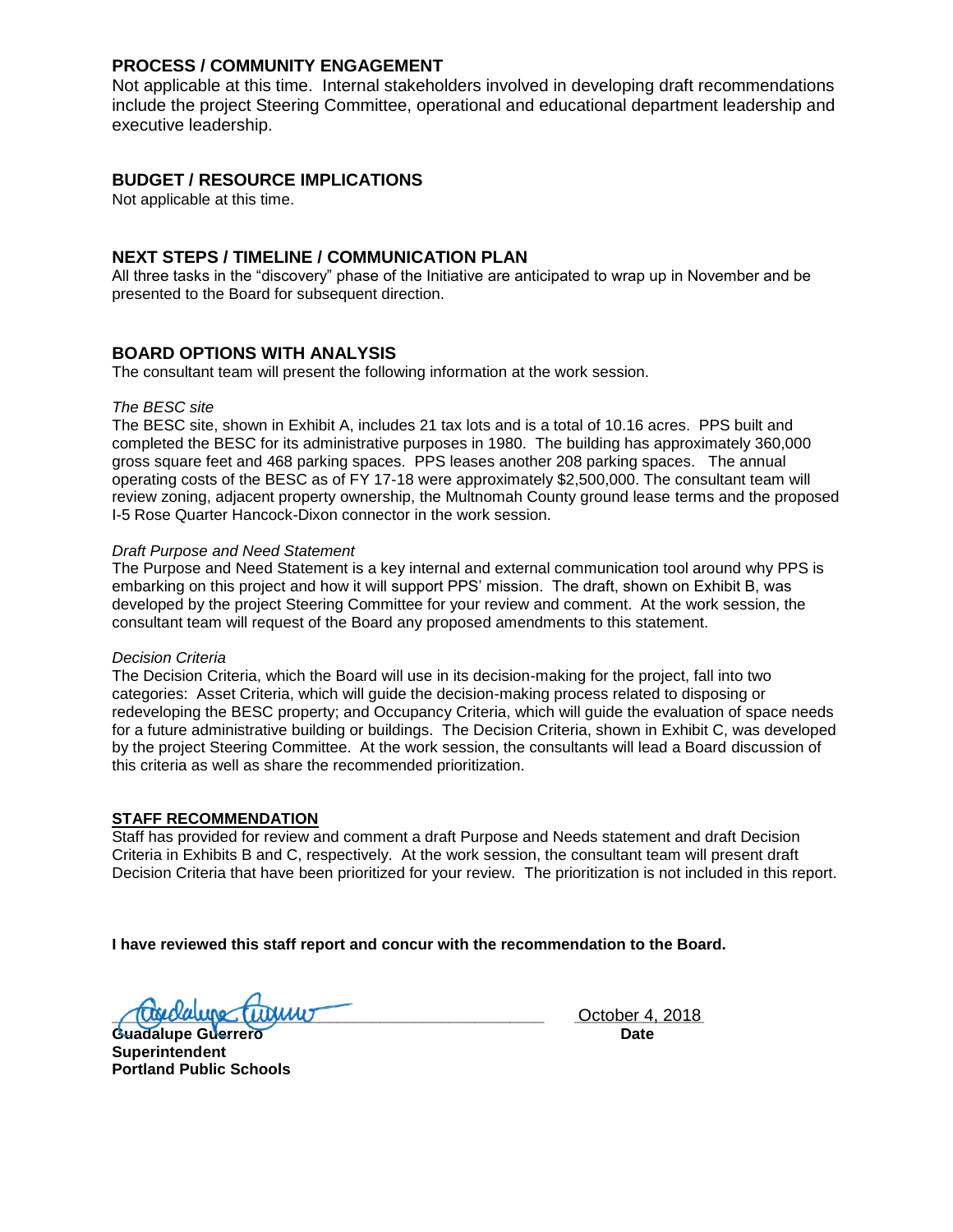## PROCESS / COMMUNITY ENGAGEMENT

Not applicable at this time. Internal stakeholders involved in developing draft recommendations include the project Steering Committee, operational and educational department leadership and executive leadership.

## BUDGET / RESOURCE IMPLICATIONS

Not applicable at this time.

## NEXT STEPS / TIMELINE / COMMUNICATION PLAN

All three tasks in the "discovery" phase of the Initiative are anticipated to wrap up in November and be presented to the Board for subsequent direction.

## BOARD OPTIONS WITH ANALYSIS

The consultant team will present the following information at the work session.

*The BESC site*

The BESC site, shown in Exhibit A, includes 21 tax lots and is a total of 10.16 acres. PPS built and completed the BESC for its administrative purposes in 1980. The building has approximately 360,000 gross square feet and 468 parking spaces. PPS leases another 208 parking spaces. The annual operating costs of the BESC as of FY 17-18 were approximately $2,500,000. The consultant team will review zoning, adjacent property ownership, the Multnomah County ground lease terms and the proposed I-5 Rose Quarter Hancock-Dixon connector in the work session.

*Draft Purpose and Need Statement*

The Purpose and Need Statement is a key internal and external communication tool around why PPS is embarking on this project and how it will support PPS' mission. The draft, shown on Exhibit B, was developed by the project Steering Committee for your review and comment. At the work session, the consultant team will request of the Board any proposed amendments to this statement.

*Decision Criteria*

The Decision Criteria, which the Board will use in its decision-making for the project, fall into two categories: Asset Criteria, which will guide the decision-making process related to disposing or redeveloping the BESC property; and Occupancy Criteria, which will guide the evaluation of space needs for a future administrative building or buildings. The Decision Criteria, shown in Exhibit C, was developed by the project Steering Committee. At the work session, the consultants will lead a Board discussion of this criteria as well as share the recommended prioritization.

## STAFF RECOMMENDATION

Staff has provided for review and comment a draft Purpose and Needs statement and draft Decision Criteria in Exhibits B and C, respectively. At the work session, the consultant team will present draft Decision Criteria that have been prioritized for your review. The prioritization is not included in this report.

**I have reviewed this staff report and concur with the recommendation to the Board.**

October 4, 2018

**Guadalupe Guerrero**
**Superintendent**
**Portland Public Schools**

**Date**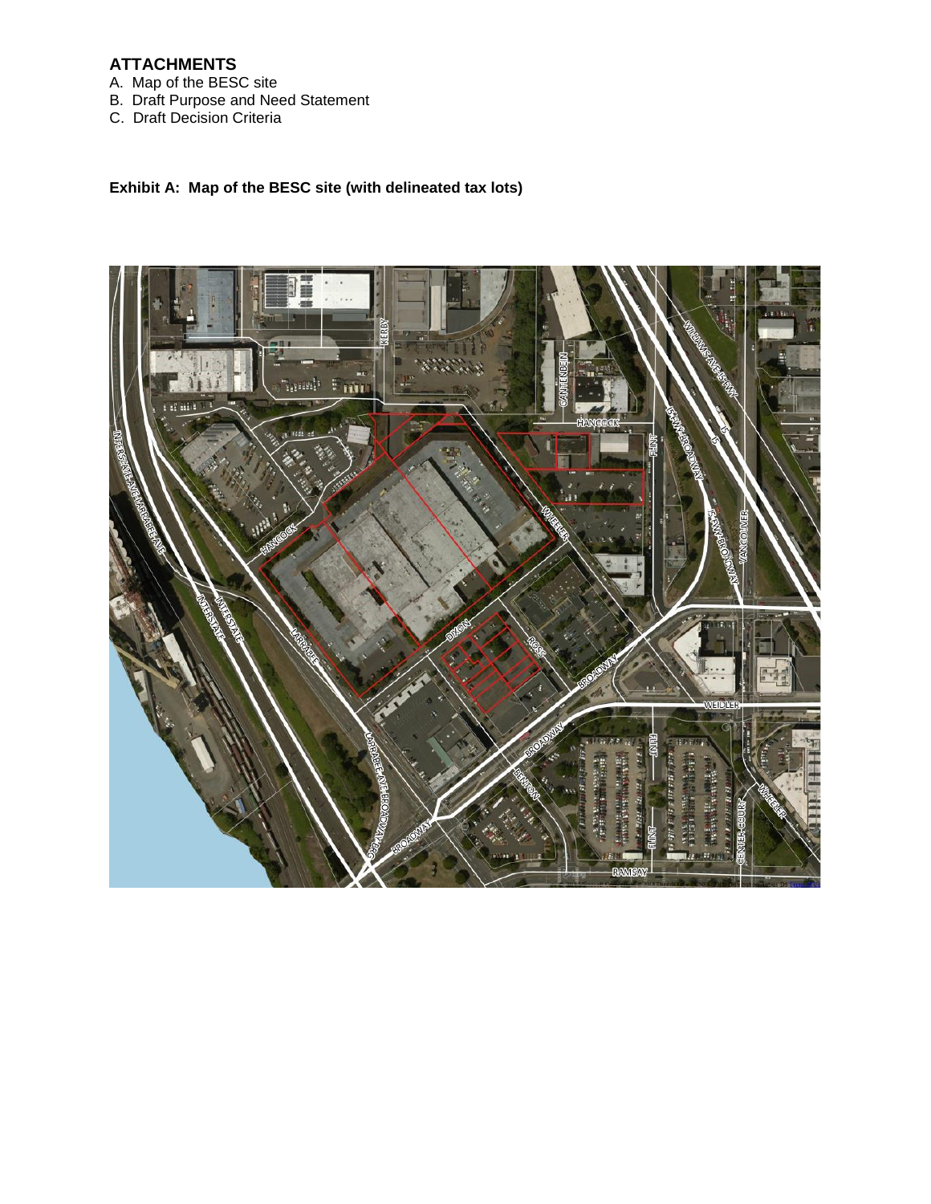## ATTACHMENTS

A. Map of the BESC site
B. Draft Purpose and Need Statement
C. Draft Decision Criteria

**Exhibit A: Map of the BESC site (with delineated tax lots)**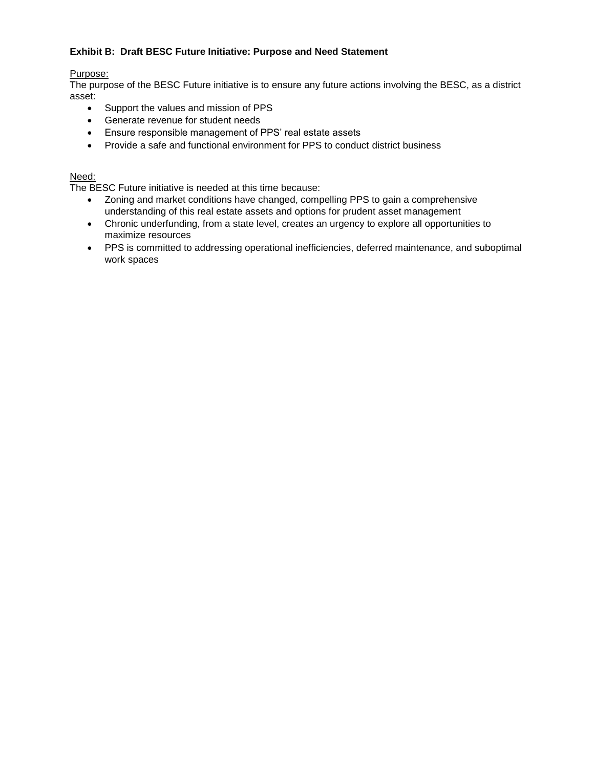**Exhibit B: Draft BESC Future Initiative: Purpose and Need Statement**

Purpose:
The purpose of the BESC Future initiative is to ensure any future actions involving the BESC, as a district asset:

- Support the values and mission of PPS
- Generate revenue for student needs
- Ensure responsible management of PPS' real estate assets
- Provide a safe and functional environment for PPS to conduct district business

Need:
The BESC Future initiative is needed at this time because:

- Zoning and market conditions have changed, compelling PPS to gain a comprehensive understanding of this real estate assets and options for prudent asset management
- Chronic underfunding, from a state level, creates an urgency to explore all opportunities to maximize resources
- PPS is committed to addressing operational inefficiencies, deferred maintenance, and suboptimal work spaces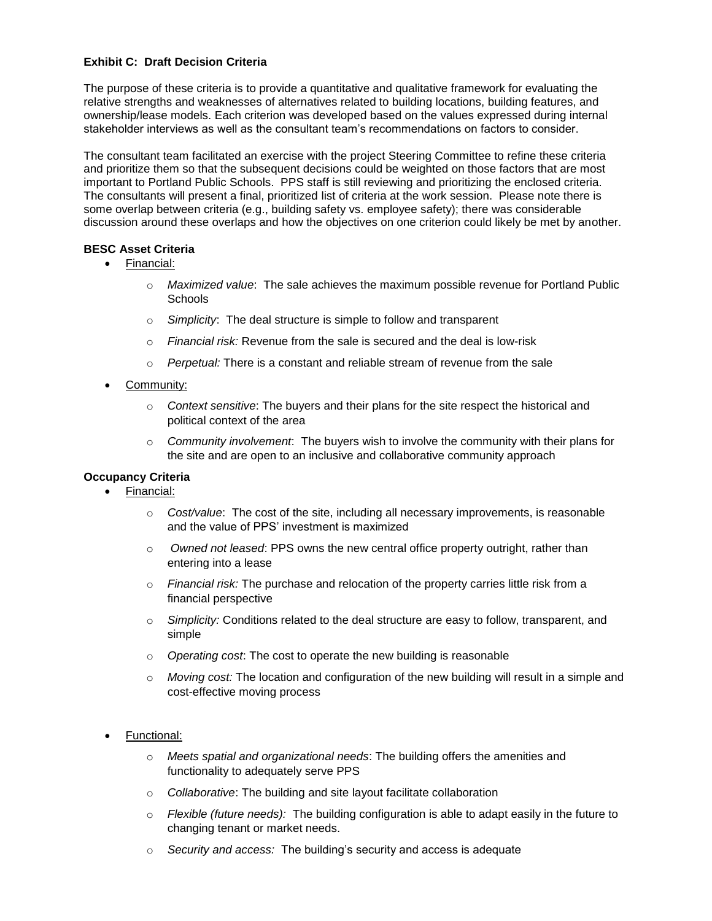**Exhibit C: Draft Decision Criteria**

The purpose of these criteria is to provide a quantitative and qualitative framework for evaluating the relative strengths and weaknesses of alternatives related to building locations, building features, and ownership/lease models. Each criterion was developed based on the values expressed during internal stakeholder interviews as well as the consultant team's recommendations on factors to consider.

The consultant team facilitated an exercise with the project Steering Committee to refine these criteria and prioritize them so that the subsequent decisions could be weighted on those factors that are most important to Portland Public Schools. PPS staff is still reviewing and prioritizing the enclosed criteria. The consultants will present a final, prioritized list of criteria at the work session. Please note there is some overlap between criteria (e.g., building safety vs. employee safety); there was considerable discussion around these overlaps and how the objectives on one criterion could likely be met by another.

**BESC Asset Criteria**

- Financial:
  - *Maximized value*: The sale achieves the maximum possible revenue for Portland Public Schools
  - *Simplicity*: The deal structure is simple to follow and transparent
  - *Financial risk:* Revenue from the sale is secured and the deal is low-risk
  - *Perpetual:* There is a constant and reliable stream of revenue from the sale
- Community:
  - *Context sensitive*: The buyers and their plans for the site respect the historical and political context of the area
  - *Community involvement*: The buyers wish to involve the community with their plans for the site and are open to an inclusive and collaborative community approach

**Occupancy Criteria**

- Financial:
  - *Cost/value*: The cost of the site, including all necessary improvements, is reasonable and the value of PPS' investment is maximized
  - *Owned not leased*: PPS owns the new central office property outright, rather than entering into a lease
  - *Financial risk:* The purchase and relocation of the property carries little risk from a financial perspective
  - *Simplicity:* Conditions related to the deal structure are easy to follow, transparent, and simple
  - *Operating cost*: The cost to operate the new building is reasonable
  - *Moving cost:* The location and configuration of the new building will result in a simple and cost-effective moving process
- Functional:
  - *Meets spatial and organizational needs*: The building offers the amenities and functionality to adequately serve PPS
  - *Collaborative*: The building and site layout facilitate collaboration
  - *Flexible (future needs):* The building configuration is able to adapt easily in the future to changing tenant or market needs.
  - *Security and access:* The building's security and access is adequate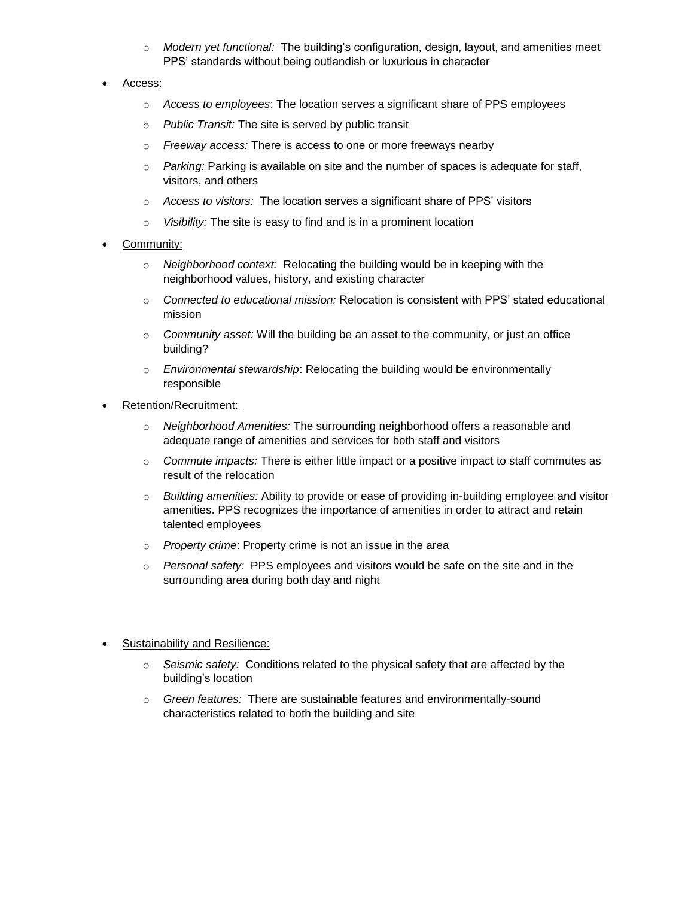- *Modern yet functional:* The building's configuration, design, layout, and amenities meet PPS' standards without being outlandish or luxurious in character

- Access:
  - *Access to employees*: The location serves a significant share of PPS employees
  - *Public Transit:* The site is served by public transit
  - *Freeway access:* There is access to one or more freeways nearby
  - *Parking:* Parking is available on site and the number of spaces is adequate for staff, visitors, and others
  - *Access to visitors:* The location serves a significant share of PPS' visitors
  - *Visibility:* The site is easy to find and is in a prominent location

- Community:
  - *Neighborhood context:* Relocating the building would be in keeping with the neighborhood values, history, and existing character
  - *Connected to educational mission:* Relocation is consistent with PPS' stated educational mission
  - *Community asset:* Will the building be an asset to the community, or just an office building?
  - *Environmental stewardship*: Relocating the building would be environmentally responsible

- Retention/Recruitment:
  - *Neighborhood Amenities:* The surrounding neighborhood offers a reasonable and adequate range of amenities and services for both staff and visitors
  - *Commute impacts:* There is either little impact or a positive impact to staff commutes as result of the relocation
  - *Building amenities:* Ability to provide or ease of providing in-building employee and visitor amenities. PPS recognizes the importance of amenities in order to attract and retain talented employees
  - *Property crime*: Property crime is not an issue in the area
  - *Personal safety:* PPS employees and visitors would be safe on the site and in the surrounding area during both day and night

- Sustainability and Resilience:
  - *Seismic safety:* Conditions related to the physical safety that are affected by the building's location
  - *Green features:* There are sustainable features and environmentally-sound characteristics related to both the building and site